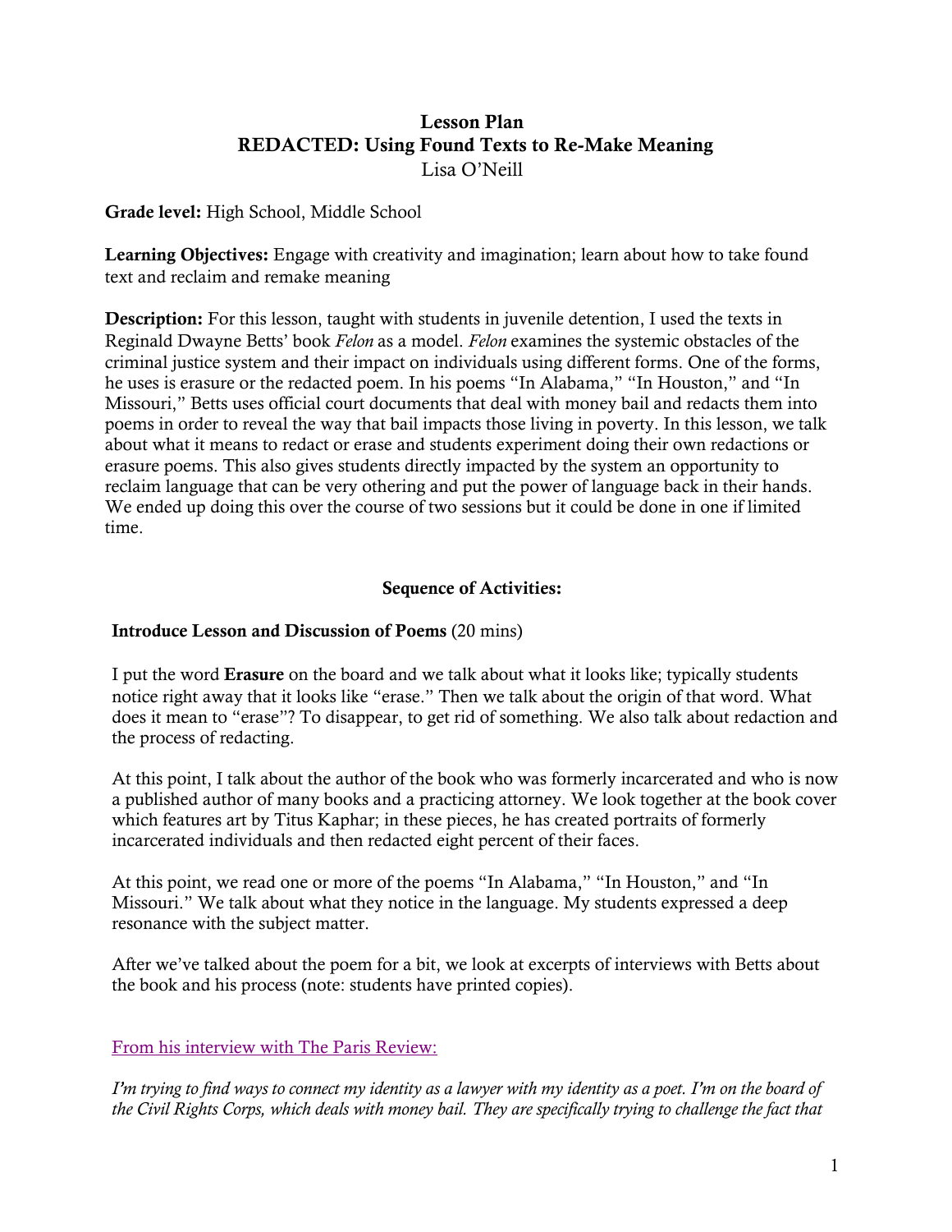# Lesson Plan
## REDACTED: Using Found Texts to Re-Make Meaning
Lisa O'Neill

**Grade level:** High School, Middle School

**Learning Objectives:** Engage with creativity and imagination; learn about how to take found text and reclaim and remake meaning

**Description:** For this lesson, taught with students in juvenile detention, I used the texts in Reginald Dwayne Betts' book *Felon* as a model. *Felon* examines the systemic obstacles of the criminal justice system and their impact on individuals using different forms. One of the forms, he uses is erasure or the redacted poem. In his poems "In Alabama," "In Houston," and "In Missouri," Betts uses official court documents that deal with money bail and redacts them into poems in order to reveal the way that bail impacts those living in poverty. In this lesson, we talk about what it means to redact or erase and students experiment doing their own redactions or erasure poems. This also gives students directly impacted by the system an opportunity to reclaim language that can be very othering and put the power of language back in their hands. We ended up doing this over the course of two sessions but it could be done in one if limited time.

### Sequence of Activities:

**Introduce Lesson and Discussion of Poems** (20 mins)

I put the word **Erasure** on the board and we talk about what it looks like; typically students notice right away that it looks like "erase." Then we talk about the origin of that word. What does it mean to "erase"? To disappear, to get rid of something. We also talk about redaction and the process of redacting.

At this point, I talk about the author of the book who was formerly incarcerated and who is now a published author of many books and a practicing attorney. We look together at the book cover which features art by Titus Kaphar; in these pieces, he has created portraits of formerly incarcerated individuals and then redacted eight percent of their faces.

At this point, we read one or more of the poems "In Alabama," "In Houston," and "In Missouri." We talk about what they notice in the language. My students expressed a deep resonance with the subject matter.

After we've talked about the poem for a bit, we look at excerpts of interviews with Betts about the book and his process (note: students have printed copies).

From his interview with The Paris Review:

*I'm trying to find ways to connect my identity as a lawyer with my identity as a poet. I'm on the board of the Civil Rights Corps, which deals with money bail. They are specifically trying to challenge the fact that*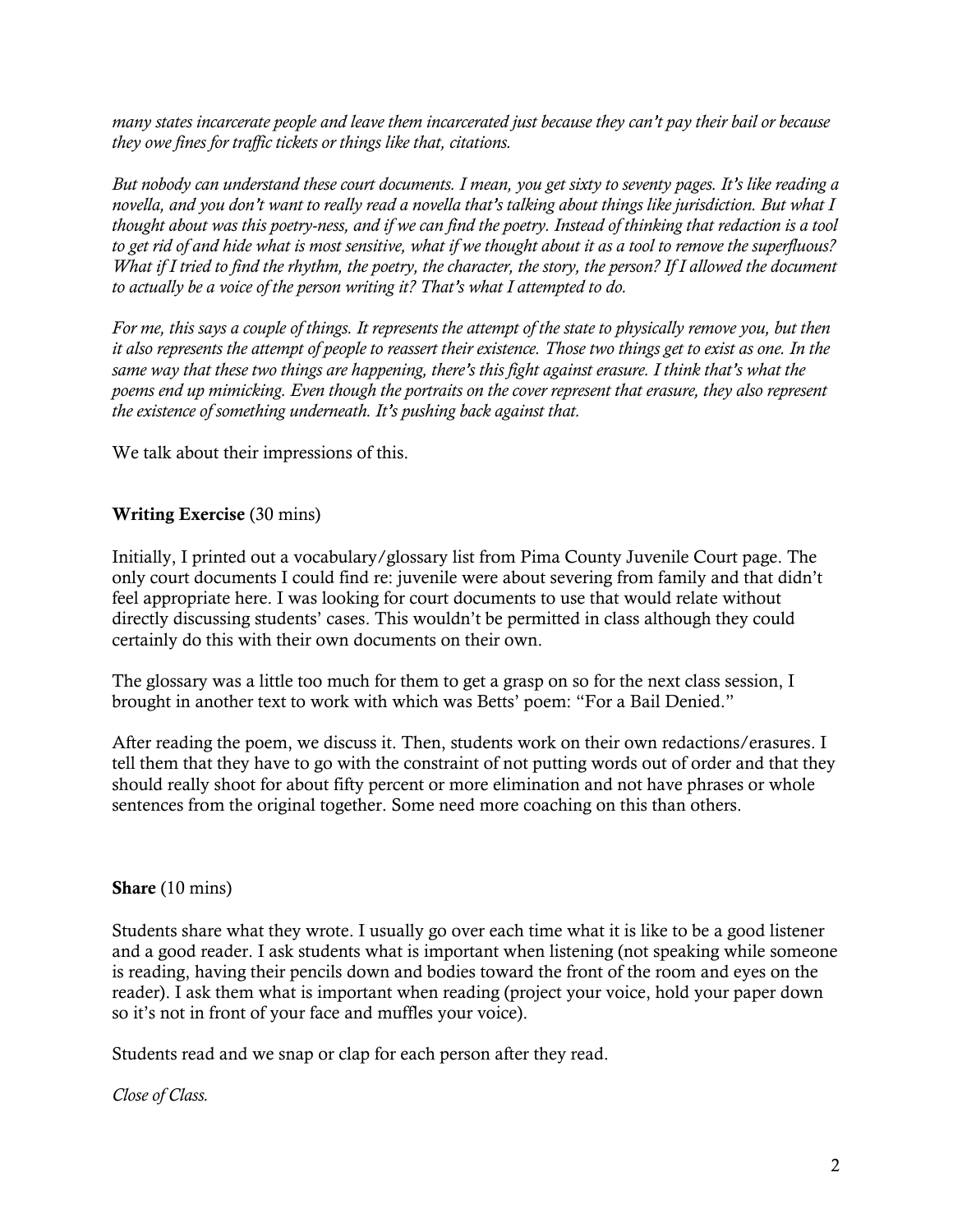*many states incarcerate people and leave them incarcerated just because they can't pay their bail or because they owe fines for traffic tickets or things like that, citations.*

*But nobody can understand these court documents. I mean, you get sixty to seventy pages. It's like reading a novella, and you don't want to really read a novella that's talking about things like jurisdiction. But what I thought about was this poetry-ness, and if we can find the poetry. Instead of thinking that redaction is a tool to get rid of and hide what is most sensitive, what if we thought about it as a tool to remove the superfluous? What if I tried to find the rhythm, the poetry, the character, the story, the person? If I allowed the document to actually be a voice of the person writing it? That's what I attempted to do.*

*For me, this says a couple of things. It represents the attempt of the state to physically remove you, but then it also represents the attempt of people to reassert their existence. Those two things get to exist as one. In the same way that these two things are happening, there's this fight against erasure. I think that's what the poems end up mimicking. Even though the portraits on the cover represent that erasure, they also represent the existence of something underneath. It's pushing back against that.*

We talk about their impressions of this.

**Writing Exercise** (30 mins)

Initially, I printed out a vocabulary/glossary list from Pima County Juvenile Court page. The only court documents I could find re: juvenile were about severing from family and that didn't feel appropriate here. I was looking for court documents to use that would relate without directly discussing students' cases. This wouldn't be permitted in class although they could certainly do this with their own documents on their own.

The glossary was a little too much for them to get a grasp on so for the next class session, I brought in another text to work with which was Betts' poem: "For a Bail Denied."

After reading the poem, we discuss it. Then, students work on their own redactions/erasures. I tell them that they have to go with the constraint of not putting words out of order and that they should really shoot for about fifty percent or more elimination and not have phrases or whole sentences from the original together. Some need more coaching on this than others.

**Share** (10 mins)

Students share what they wrote. I usually go over each time what it is like to be a good listener and a good reader. I ask students what is important when listening (not speaking while someone is reading, having their pencils down and bodies toward the front of the room and eyes on the reader). I ask them what is important when reading (project your voice, hold your paper down so it's not in front of your face and muffles your voice).

Students read and we snap or clap for each person after they read.

*Close of Class.*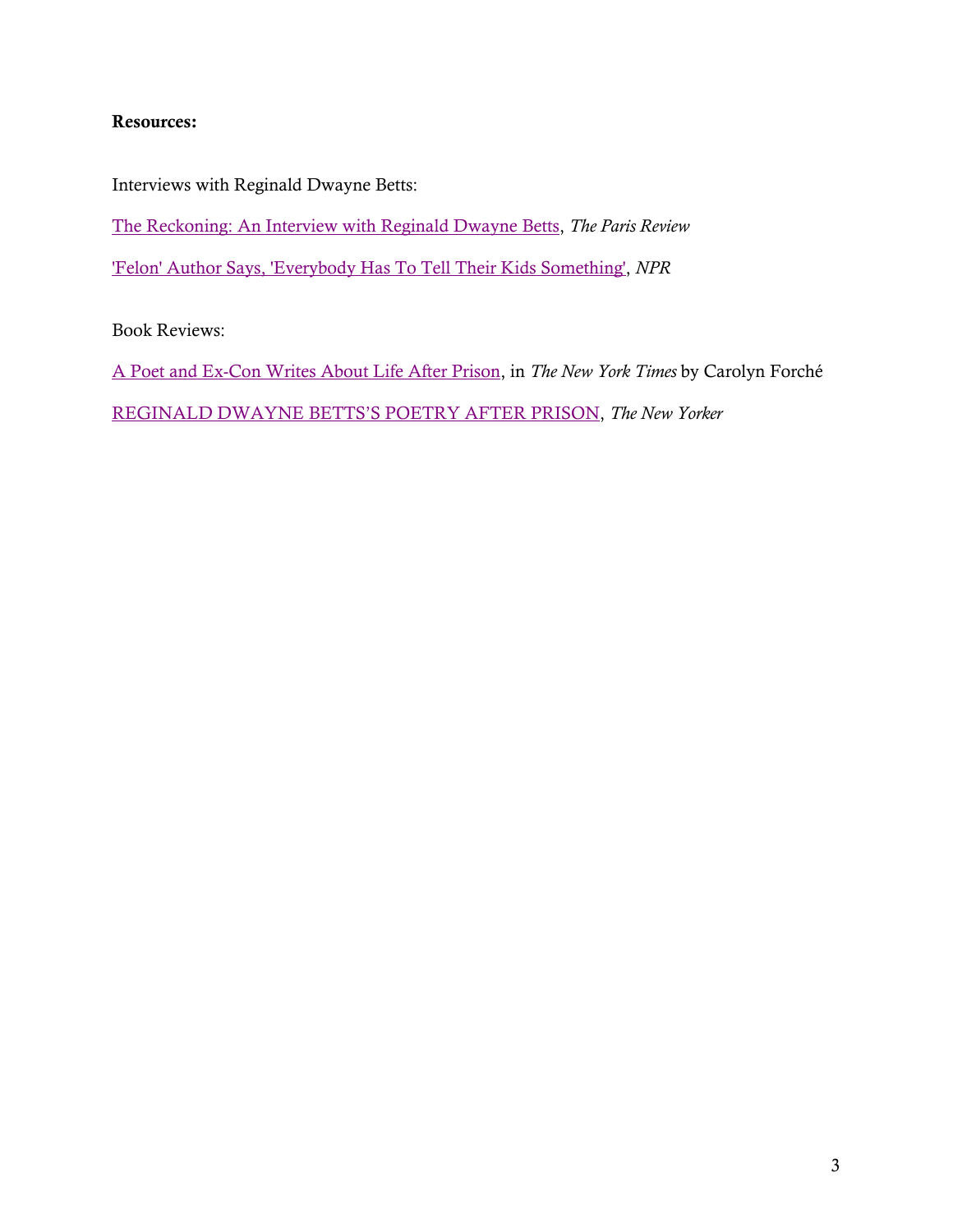**Resources:**

Interviews with Reginald Dwayne Betts:

The Reckoning: An Interview with Reginald Dwayne Betts, *The Paris Review*

'Felon' Author Says, 'Everybody Has To Tell Their Kids Something', *NPR*

Book Reviews:

A Poet and Ex-Con Writes About Life After Prison, in *The New York Times* by Carolyn Forché

REGINALD DWAYNE BETTS'S POETRY AFTER PRISON, *The New Yorker*